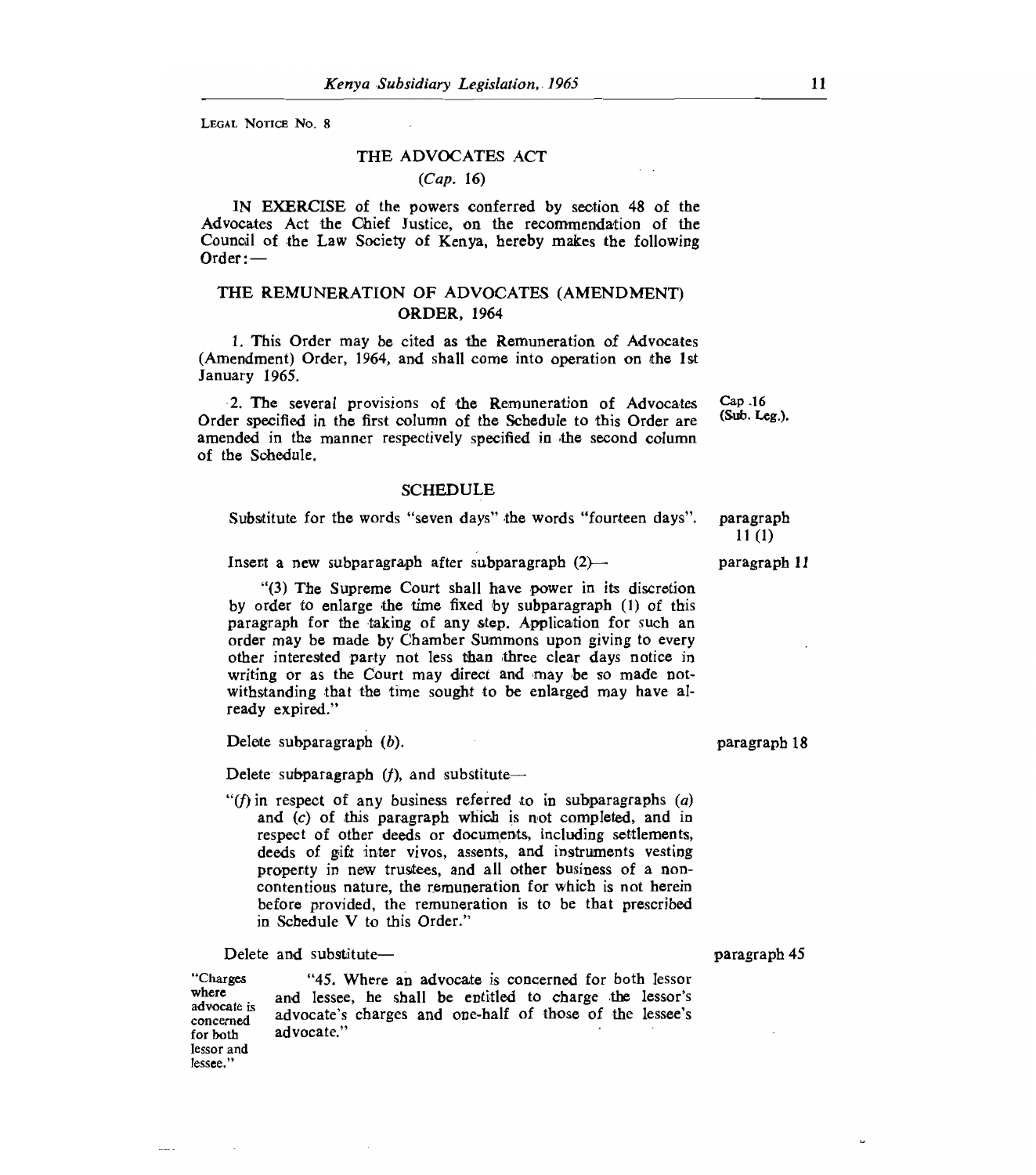LEGAL NOTICE No. 8

## THE ADVOCATES ACT

*(Cap. 16)*

IN EXERCISE of the powers conferred by section 48 of the Advocates Act the Chief Justice, on the recommendation of the Council of the Law Society of Kenya, hereby makes the following Order:—

## THE REMUNERATION OF ADVOCATES (AMENDMENT) ORDER, 1964

1. This Order may be cited as the Remuneration of Advocates (Amendment) Order, 1964, and shall come into operation on the 1st January 1965.

2. The several provisions of the Remuneration of Advocates Order specified in the first column of the Schedule to this Order are amended in the manner respectively specified in the second column of the Schedule.

Cap. 16 (Sub. Leg.).

### SCHEDULE

| | |
|---|---|
| Substitute for the words "seven days" the words "fourteen days". | paragraph 11 (1) |
| Insert a new subparagraph after subparagraph (2)—<br><br>"(3) The Supreme Court shall have power in its discretion by order to enlarge the time fixed by subparagraph (1) of this paragraph for the taking of any step. Application for such an order may be made by Chamber Summons upon giving to every other interested party not less than three clear days notice in writing or as the Court may direct and may be so made notwithstanding that the time sought to be enlarged may have already expired." | paragraph 11 |
| Delete subparagraph *(b)*.<br><br>Delete subparagraph *(f)*, and substitute—<br><br>"*(f)* in respect of any business referred to in subparagraphs *(a)* and *(c)* of this paragraph which is not completed, and in respect of other deeds or documents, including settlements, deeds of gift inter vivos, assents, and instruments vesting property in new trustees, and all other business of a non-contentious nature, the remuneration for which is not herein before provided, the remuneration is to be that prescribed in Schedule V to this Order." | paragraph 18 |
| Delete and substitute—<br><br>"Charges where advocate is concerned for both lessor and lessee.<br><br>"45. Where an advocate is concerned for both lessor and lessee, he shall be entitled to charge the lessor's advocate's charges and one-half of those of the lessee's advocate." | paragraph 45 |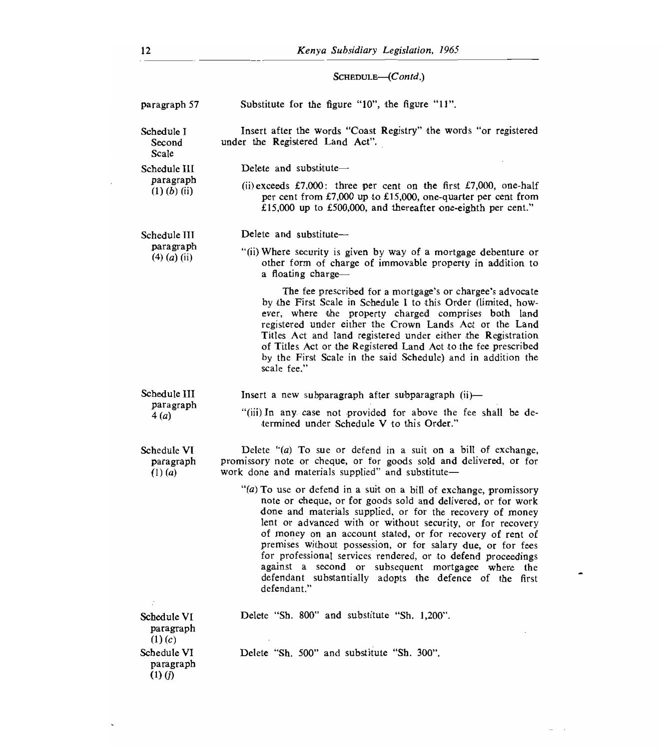SCHEDULE—(*Contd.*)

| | |
|---|---|
| paragraph 57 | Substitute for the figure "10", the figure "11". |
| Schedule I Second Scale | Insert after the words "Coast Registry" the words "or registered under the Registered Land Act". |
| Schedule III paragraph (1) (*b*) (ii) | Delete and substitute—<br><br>(ii) exceeds £7,000: three per cent on the first £7,000, one-half per cent from £7,000 up to £15,000, one-quarter per cent from £15,000 up to £500,000, and thereafter one-eighth per cent." |
| Schedule III paragraph (4) (*a*) (ii) | Delete and substitute—<br><br>"(ii) Where security is given by way of a mortgage debenture or other form of charge of immovable property in addition to a floating charge—<br><br>The fee prescribed for a mortgage's or chargee's advocate by the First Scale in Schedule I to this Order (limited, however, where the property charged comprises both land registered under either the Crown Lands Act or the Land Titles Act and land registered under either the Registration of Titles Act or the Registered Land Act to the fee prescribed by the First Scale in the said Schedule) and in addition the scale fee." |
| Schedule III paragraph 4 (*a*) | Insert a new subparagraph after subparagraph (ii)—<br><br>"(iii) In any case not provided for above the fee shall be determined under Schedule V to this Order." |
| Schedule VI paragraph (1) (*a*) | Delete "(*a*) To sue or defend in a suit on a bill of exchange, promissory note or cheque, or for goods sold and delivered, or for work done and materials supplied" and substitute—<br><br>"(*a*) To use or defend in a suit on a bill of exchange, promissory note or cheque, or for goods sold and delivered, or for work done and materials supplied, or for the recovery of money lent or advanced with or without security, or for recovery of money on an account stated, or for recovery of rent of premises without possession, or for salary due, or for fees for professional services rendered, or to defend proceedings against a second or subsequent mortgagee where the defendant substantially adopts the defence of the first defendant." |
| Schedule VI paragraph (1) (*c*) | Delete "Sh. 800" and substitute "Sh. 1,200". |
| Schedule VI paragraph (1) (*j*) | Delete "Sh. 500" and substitute "Sh. 300". |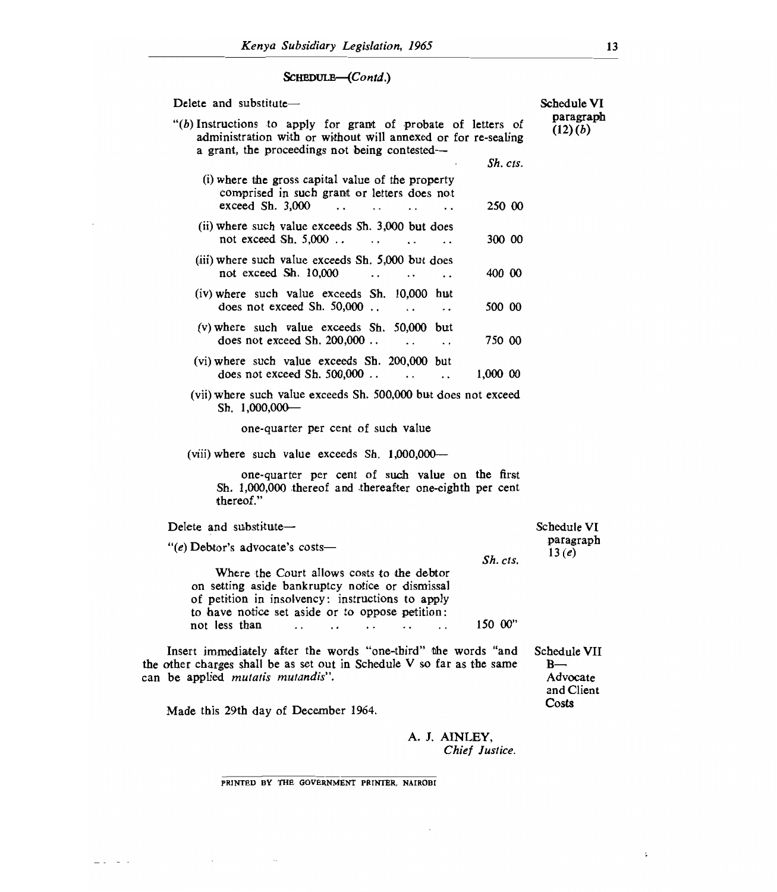SCHEDULE—(*Contd.*)

Delete and substitute—

*Schedule VI paragraph (12) (b)*

"(*b*) Instructions to apply for grant of probate of letters of administration with or without will annexed or for re-sealing a grant, the proceedings not being contested—

| | *Sh. cts.* |
|---|---|
| (i) where the gross capital value of the property comprised in such grant or letters does not exceed Sh. 3,000 .. .. .. .. | 250 00 |
| (ii) where such value exceeds Sh. 3,000 but does not exceed Sh. 5,000 .. .. .. .. | 300 00 |
| (iii) where such value exceeds Sh. 5,000 but does not exceed Sh. 10,000 .. .. .. | 400 00 |
| (iv) where such value exceeds Sh. 10,000 but does not exceed Sh. 50,000 .. .. .. | 500 00 |
| (v) where such value exceeds Sh. 50,000 but does not exceed Sh. 200,000 .. .. .. | 750 00 |
| (vi) where such value exceeds Sh. 200,000 but does not exceed Sh. 500,000 .. .. .. | 1,000 00 |

(vii) where such value exceeds Sh. 500,000 but does not exceed Sh. 1,000,000—

one-quarter per cent of such value

(viii) where such value exceeds Sh. 1,000,000—

one-quarter per cent of such value on the first Sh. 1,000,000 thereof and thereafter one-eighth per cent thereof."

Delete and substitute—

*Schedule VI paragraph 13 (e)*

"(*e*) Debtor's advocate's costs—

| | *Sh. cts.* |
|---|---|
| Where the Court allows costs to the debtor on setting aside bankruptcy notice or dismissal of petition in insolvency: instructions to apply to have notice set aside or to oppose petition: not less than .. .. .. .. .. | 150 00" |

Insert immediately after the words "one-third" the words "and the other charges shall be as set out in Schedule V so far as the same can be applied *mutatis mutandis*".

*Schedule VII B— Advocate and Client Costs*

Made this 29th day of December 1964.

A. J. AINLEY,
*Chief Justice.*

PRINTED BY THE GOVERNMENT PRINTER, NAIROBI